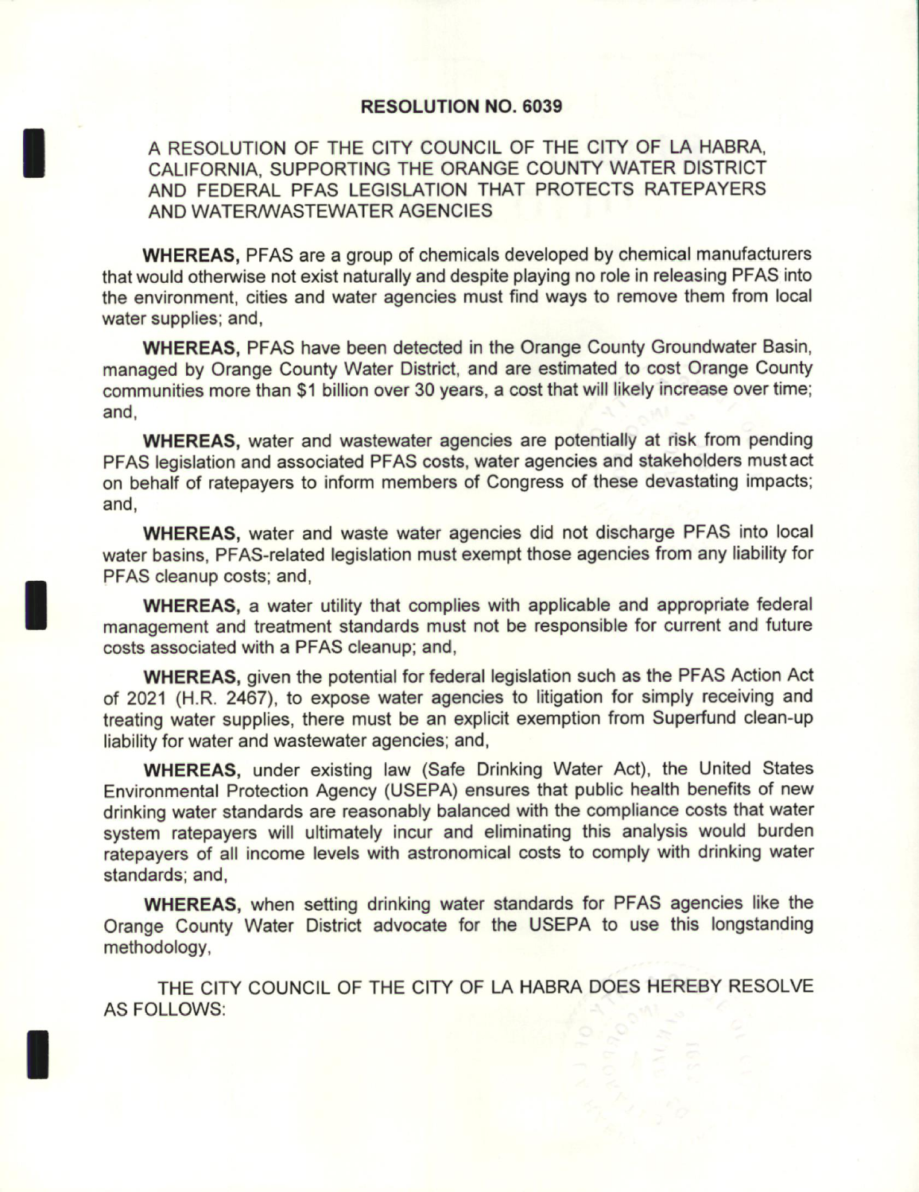# RESOLUTION NO. 6039

A RESOLUTION OF THE CITY COUNCIL OF THE CITY OF LA HABRA, CALIFORNIA, SUPPORTING THE ORANGE COUNTY WATER DISTRICT AND FEDERAL PFAS LEGISLATION THAT PROTECTS RATEPAYERS AND WATER/WASTEWATER AGENCIES

**WHEREAS,** PFAS are a group of chemicals developed by chemical manufacturers that would otherwise not exist naturally and despite playing no role in releasing PFAS into the environment, cities and water agencies must find ways to remove them from local water supplies; and,

**WHEREAS,** PFAS have been detected in the Orange County Groundwater Basin, managed by Orange County Water District, and are estimated to cost Orange County communities more than $1 billion over 30 years, a cost that will likely increase over time; and,

**WHEREAS,** water and wastewater agencies are potentially at risk from pending PFAS legislation and associated PFAS costs, water agencies and stakeholders must act on behalf of ratepayers to inform members of Congress of these devastating impacts; and,

**WHEREAS,** water and waste water agencies did not discharge PFAS into local water basins, PFAS-related legislation must exempt those agencies from any liability for PFAS cleanup costs; and,

**WHEREAS,** a water utility that complies with applicable and appropriate federal management and treatment standards must not be responsible for current and future costs associated with a PFAS cleanup; and,

**WHEREAS,** given the potential for federal legislation such as the PFAS Action Act of 2021 (H.R. 2467), to expose water agencies to litigation for simply receiving and treating water supplies, there must be an explicit exemption from Superfund clean-up liability for water and wastewater agencies; and,

**WHEREAS,** under existing law (Safe Drinking Water Act), the United States Environmental Protection Agency (USEPA) ensures that public health benefits of new drinking water standards are reasonably balanced with the compliance costs that water system ratepayers will ultimately incur and eliminating this analysis would burden ratepayers of all income levels with astronomical costs to comply with drinking water standards; and,

**WHEREAS,** when setting drinking water standards for PFAS agencies like the Orange County Water District advocate for the USEPA to use this longstanding methodology,

THE CITY COUNCIL OF THE CITY OF LA HABRA DOES HEREBY RESOLVE AS FOLLOWS: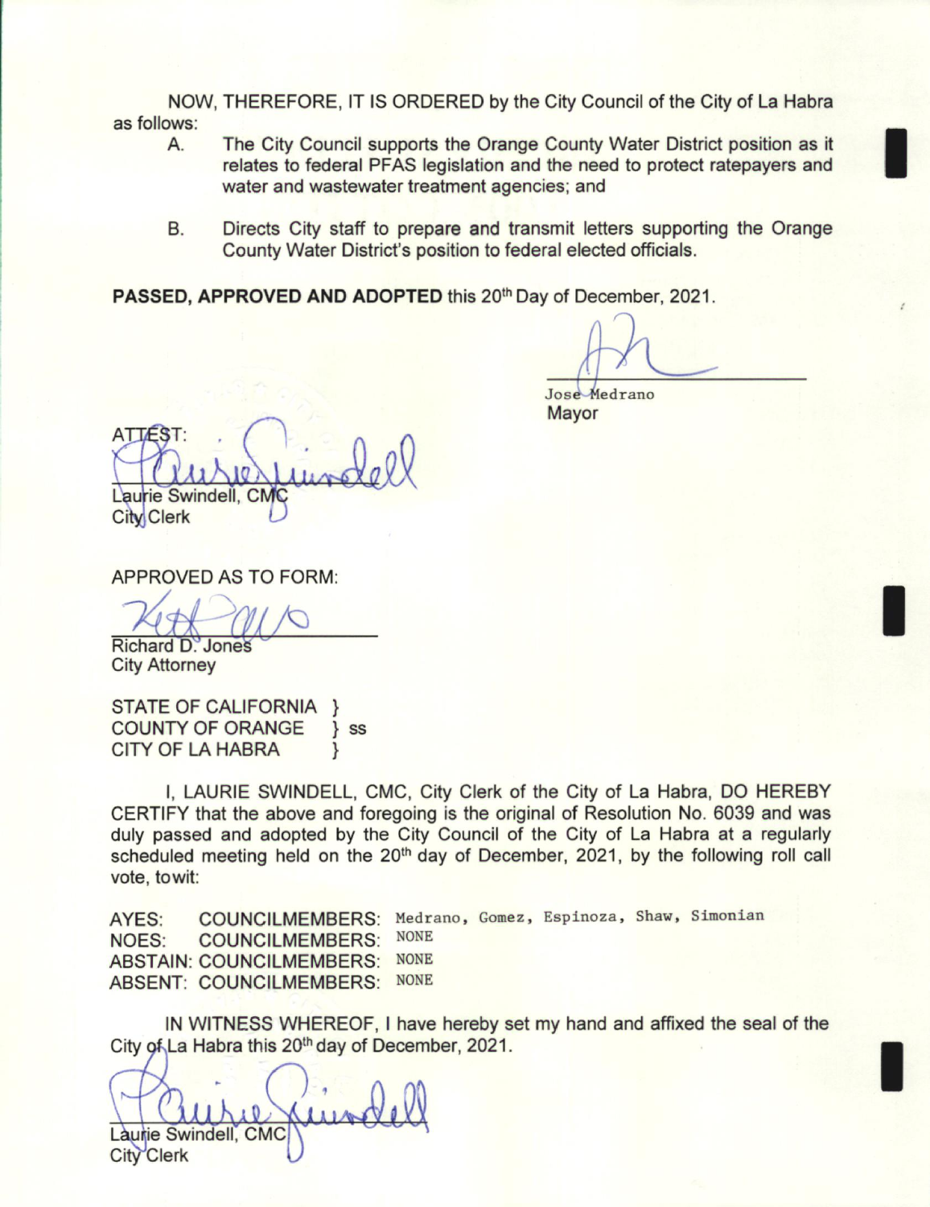NOW, THEREFORE, IT IS ORDERED by the City Council of the City of La Habra as follows:

A. The City Council supports the Orange County Water District position as it relates to federal PFAS legislation and the need to protect ratepayers and water and wastewater treatment agencies; and

B. Directs City staff to prepare and transmit letters supporting the Orange County Water District's position to federal elected officials.

**PASSED, APPROVED AND ADOPTED** this 20th Day of December, 2021.

Jose Medrano
Mayor

ATTEST:

Laurie Swindell, CMC
City Clerk

APPROVED AS TO FORM:

Richard D. Jones
City Attorney

STATE OF CALIFORNIA }
COUNTY OF ORANGE } ss
CITY OF LA HABRA }

I, LAURIE SWINDELL, CMC, City Clerk of the City of La Habra, DO HEREBY CERTIFY that the above and foregoing is the original of Resolution No. 6039 and was duly passed and adopted by the City Council of the City of La Habra at a regularly scheduled meeting held on the 20th day of December, 2021, by the following roll call vote, towit:

AYES: COUNCILMEMBERS: Medrano, Gomez, Espinoza, Shaw, Simonian
NOES: COUNCILMEMBERS: NONE
ABSTAIN: COUNCILMEMBERS: NONE
ABSENT: COUNCILMEMBERS: NONE

IN WITNESS WHEREOF, I have hereby set my hand and affixed the seal of the City of La Habra this 20th day of December, 2021.

Laurie Swindell, CMC
City Clerk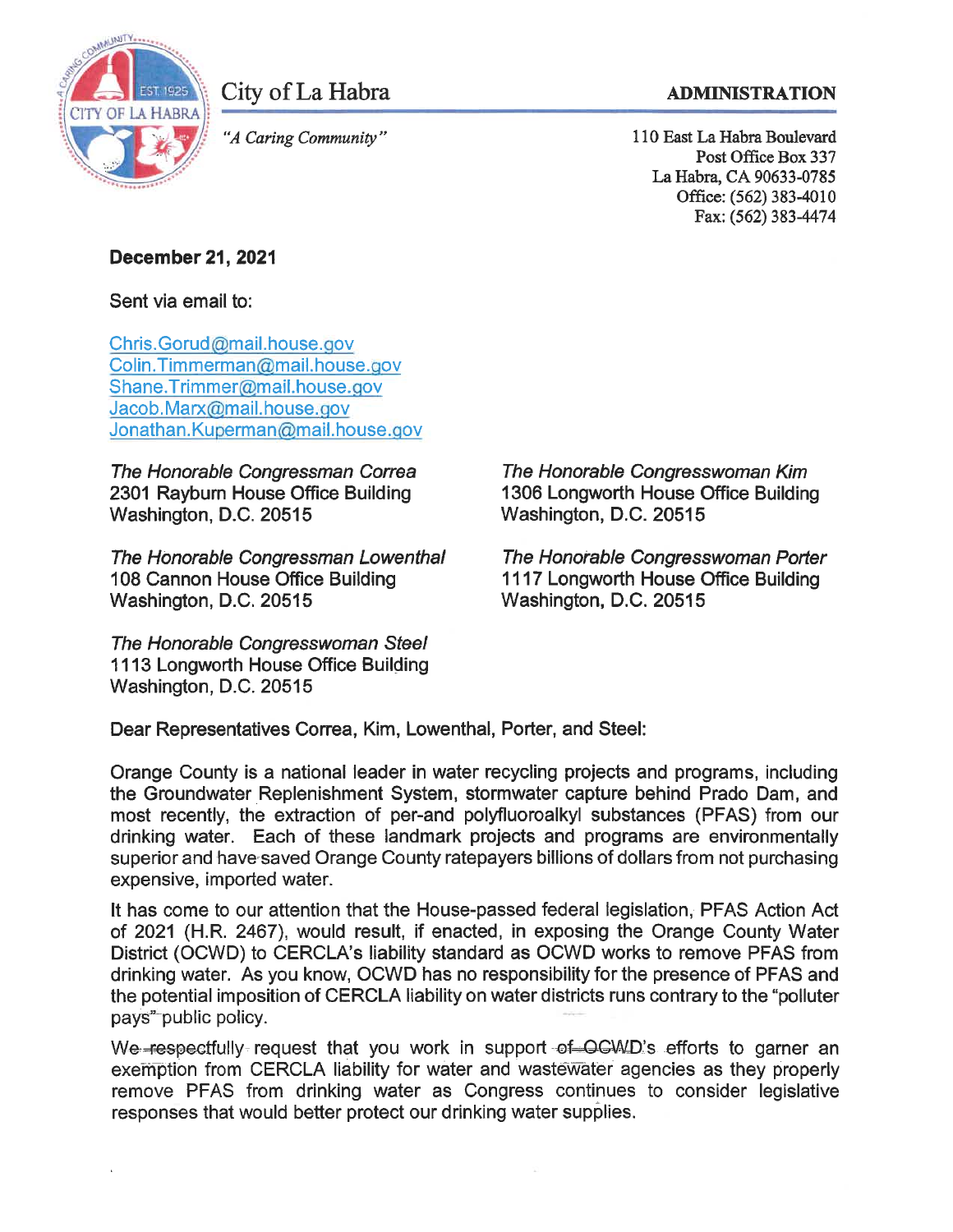City of La Habra

*"A Caring Community"*

**ADMINISTRATION**

110 East La Habra Boulevard
Post Office Box 337
La Habra, CA 90633-0785
Office: (562) 383-4010
Fax: (562) 383-4474

**December 21, 2021**

Sent via email to:

Chris.Gorud@mail.house.gov
Colin.Timmerman@mail.house.gov
Shane.Trimmer@mail.house.gov
Jacob.Marx@mail.house.gov
Jonathan.Kuperman@mail.house.gov

*The Honorable Congressman Correa*
2301 Rayburn House Office Building
Washington, D.C. 20515

*The Honorable Congresswoman Kim*
1306 Longworth House Office Building
Washington, D.C. 20515

*The Honorable Congressman Lowenthal*
108 Cannon House Office Building
Washington, D.C. 20515

*The Honorable Congresswoman Porter*
1117 Longworth House Office Building
Washington, D.C. 20515

*The Honorable Congresswoman Steel*
1113 Longworth House Office Building
Washington, D.C. 20515

Dear Representatives Correa, Kim, Lowenthal, Porter, and Steel:

Orange County is a national leader in water recycling projects and programs, including the Groundwater Replenishment System, stormwater capture behind Prado Dam, and most recently, the extraction of per-and polyfluoroalkyl substances (PFAS) from our drinking water. Each of these landmark projects and programs are environmentally superior and have saved Orange County ratepayers billions of dollars from not purchasing expensive, imported water.

It has come to our attention that the House-passed federal legislation, PFAS Action Act of 2021 (H.R. 2467), would result, if enacted, in exposing the Orange County Water District (OCWD) to CERCLA's liability standard as OCWD works to remove PFAS from drinking water. As you know, OCWD has no responsibility for the presence of PFAS and the potential imposition of CERCLA liability on water districts runs contrary to the "polluter pays" public policy.

We respectfully request that you work in support of OCWD's efforts to garner an exemption from CERCLA liability for water and wastewater agencies as they properly remove PFAS from drinking water as Congress continues to consider legislative responses that would better protect our drinking water supplies.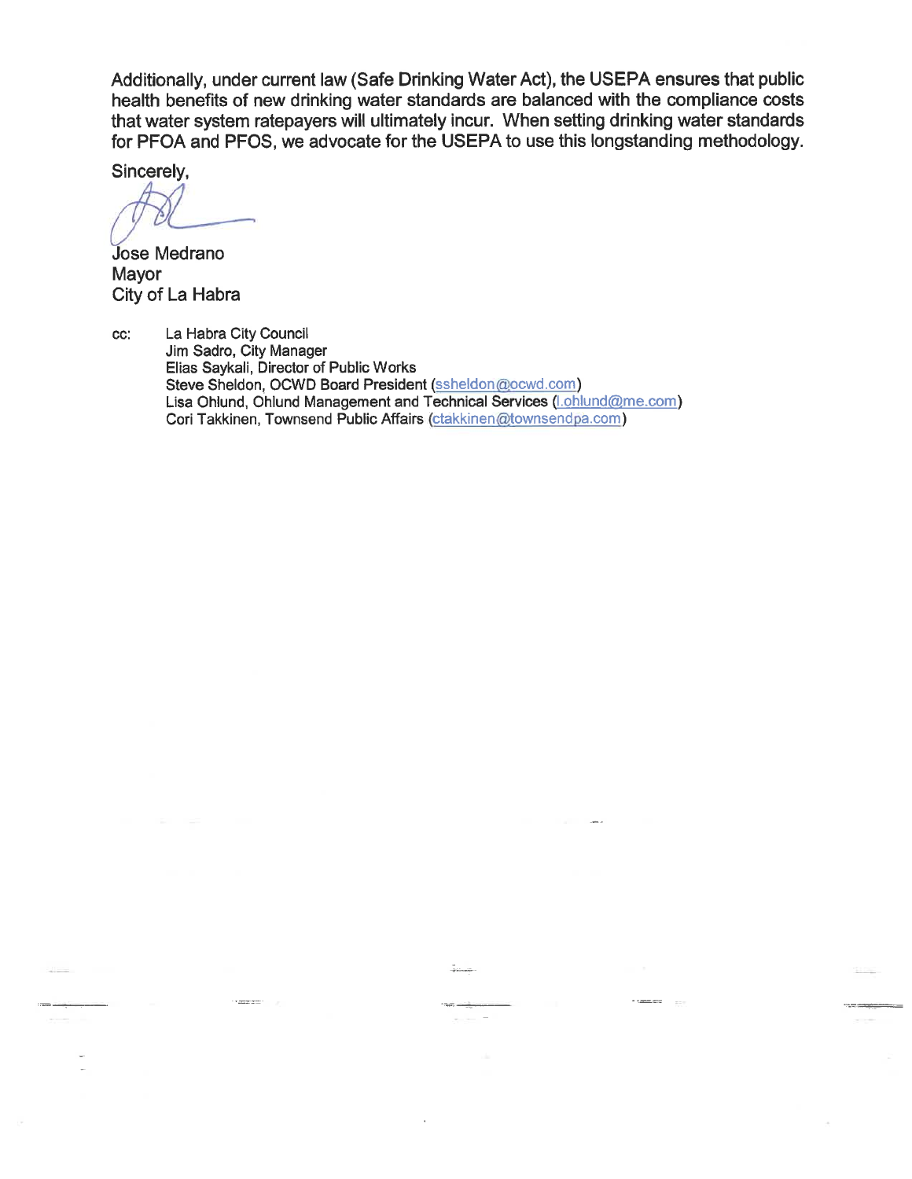Additionally, under current law (Safe Drinking Water Act), the USEPA ensures that public health benefits of new drinking water standards are balanced with the compliance costs that water system ratepayers will ultimately incur. When setting drinking water standards for PFOA and PFOS, we advocate for the USEPA to use this longstanding methodology.

Sincerely,

Jose Medrano
Mayor
City of La Habra

cc: La Habra City Council
Jim Sadro, City Manager
Elias Saykali, Director of Public Works
Steve Sheldon, OCWD Board President (ssheldon@ocwd.com)
Lisa Ohlund, Ohlund Management and Technical Services (l.ohlund@me.com)
Cori Takkinen, Townsend Public Affairs (ctakkinen@townsendpa.com)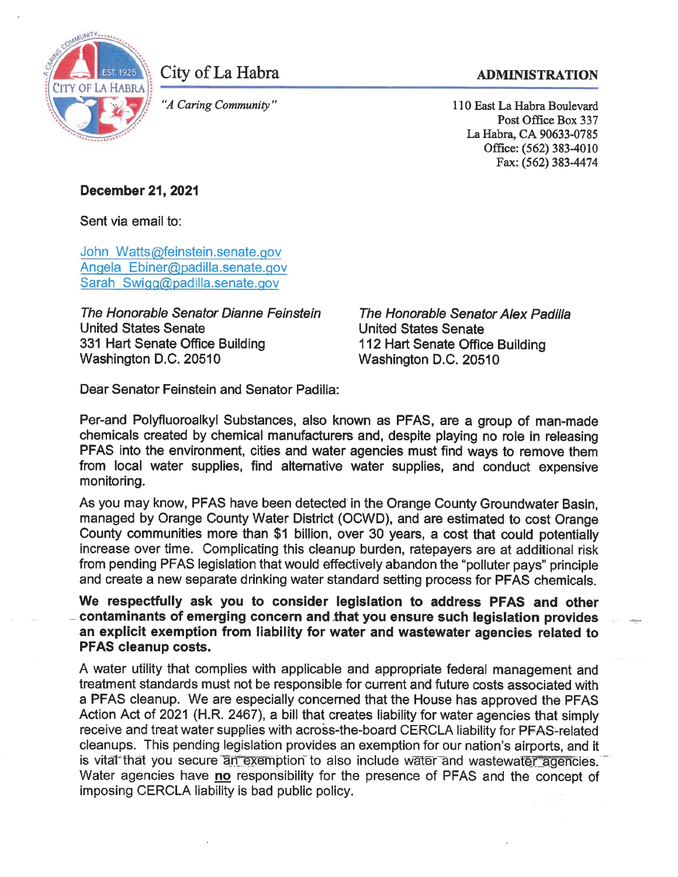City of La Habra

*"A Caring Community"*

**ADMINISTRATION**

110 East La Habra Boulevard
Post Office Box 337
La Habra, CA 90633-0785
Office: (562) 383-4010
Fax: (562) 383-4474

**December 21, 2021**

Sent via email to:

John_Watts@feinstein.senate.gov
Angela_Ebiner@padilla.senate.gov
Sarah_Swigg@padilla.senate.gov

*The Honorable Senator Dianne Feinstein*
United States Senate
331 Hart Senate Office Building
Washington D.C. 20510

*The Honorable Senator Alex Padilla*
United States Senate
112 Hart Senate Office Building
Washington D.C. 20510

Dear Senator Feinstein and Senator Padilla:

Per-and Polyfluoroalkyl Substances, also known as PFAS, are a group of man-made chemicals created by chemical manufacturers and, despite playing no role in releasing PFAS into the environment, cities and water agencies must find ways to remove them from local water supplies, find alternative water supplies, and conduct expensive monitoring.

As you may know, PFAS have been detected in the Orange County Groundwater Basin, managed by Orange County Water District (OCWD), and are estimated to cost Orange County communities more than $1 billion, over 30 years, a cost that could potentially increase over time. Complicating this cleanup burden, ratepayers are at additional risk from pending PFAS legislation that would effectively abandon the "polluter pays" principle and create a new separate drinking water standard setting process for PFAS chemicals.

**We respectfully ask you to consider legislation to address PFAS and other contaminants of emerging concern and that you ensure such legislation provides an explicit exemption from liability for water and wastewater agencies related to PFAS cleanup costs.**

A water utility that complies with applicable and appropriate federal management and treatment standards must not be responsible for current and future costs associated with a PFAS cleanup. We are especially concerned that the House has approved the PFAS Action Act of 2021 (H.R. 2467), a bill that creates liability for water agencies that simply receive and treat water supplies with across-the-board CERCLA liability for PFAS-related cleanups. This pending legislation provides an exemption for our nation's airports, and it is vital that you secure an exemption to also include water and wastewater agencies. Water agencies have **<u>no</u>** responsibility for the presence of PFAS and the concept of imposing CERCLA liability is bad public policy.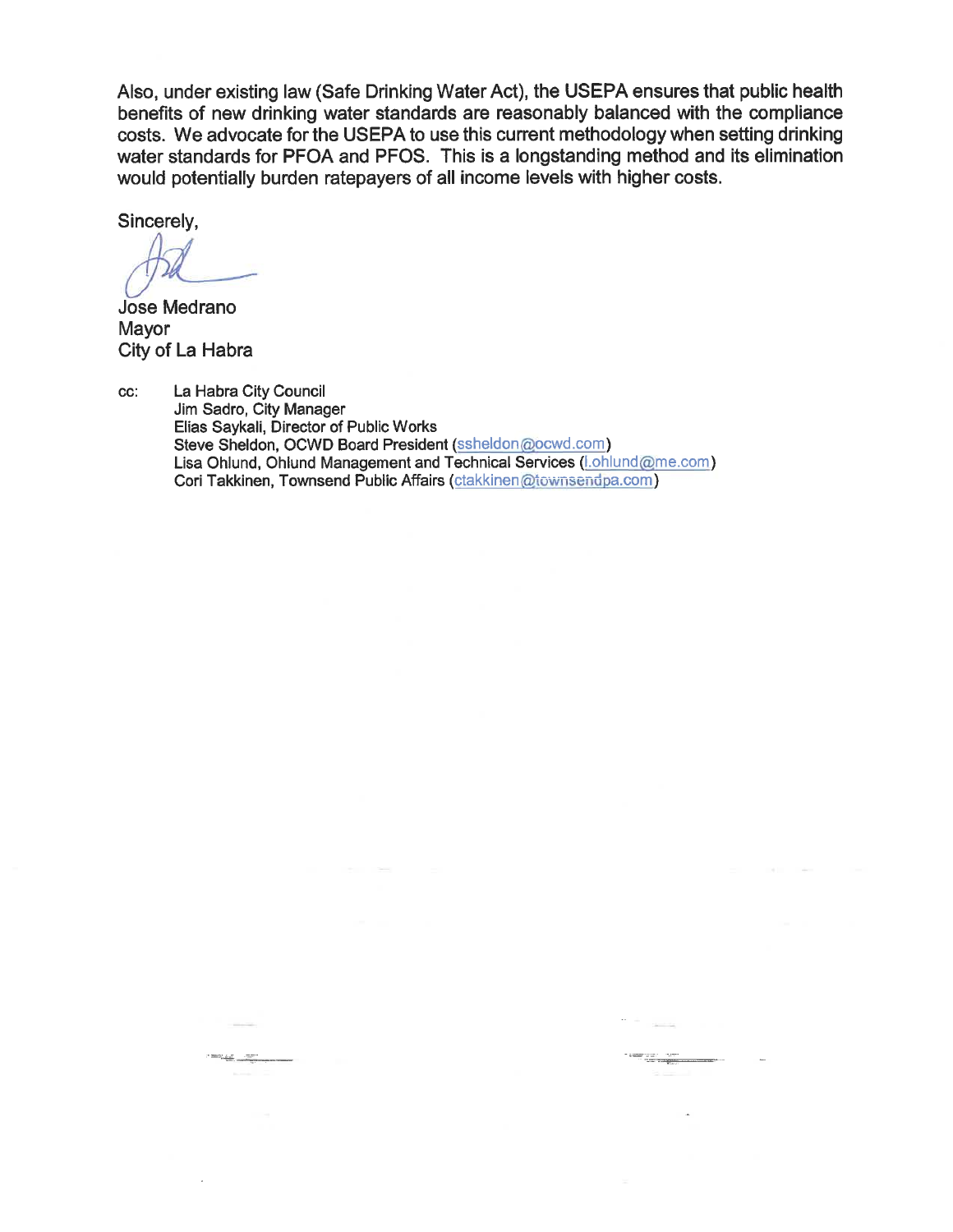Also, under existing law (Safe Drinking Water Act), the USEPA ensures that public health benefits of new drinking water standards are reasonably balanced with the compliance costs. We advocate for the USEPA to use this current methodology when setting drinking water standards for PFOA and PFOS. This is a longstanding method and its elimination would potentially burden ratepayers of all income levels with higher costs.

Sincerely,

Jose Medrano
Mayor
City of La Habra

cc: La Habra City Council
Jim Sadro, City Manager
Elias Saykali, Director of Public Works
Steve Sheldon, OCWD Board President (ssheldon@ocwd.com)
Lisa Ohlund, Ohlund Management and Technical Services (l.ohlund@me.com)
Cori Takkinen, Townsend Public Affairs (ctakkinen@townsendpa.com)